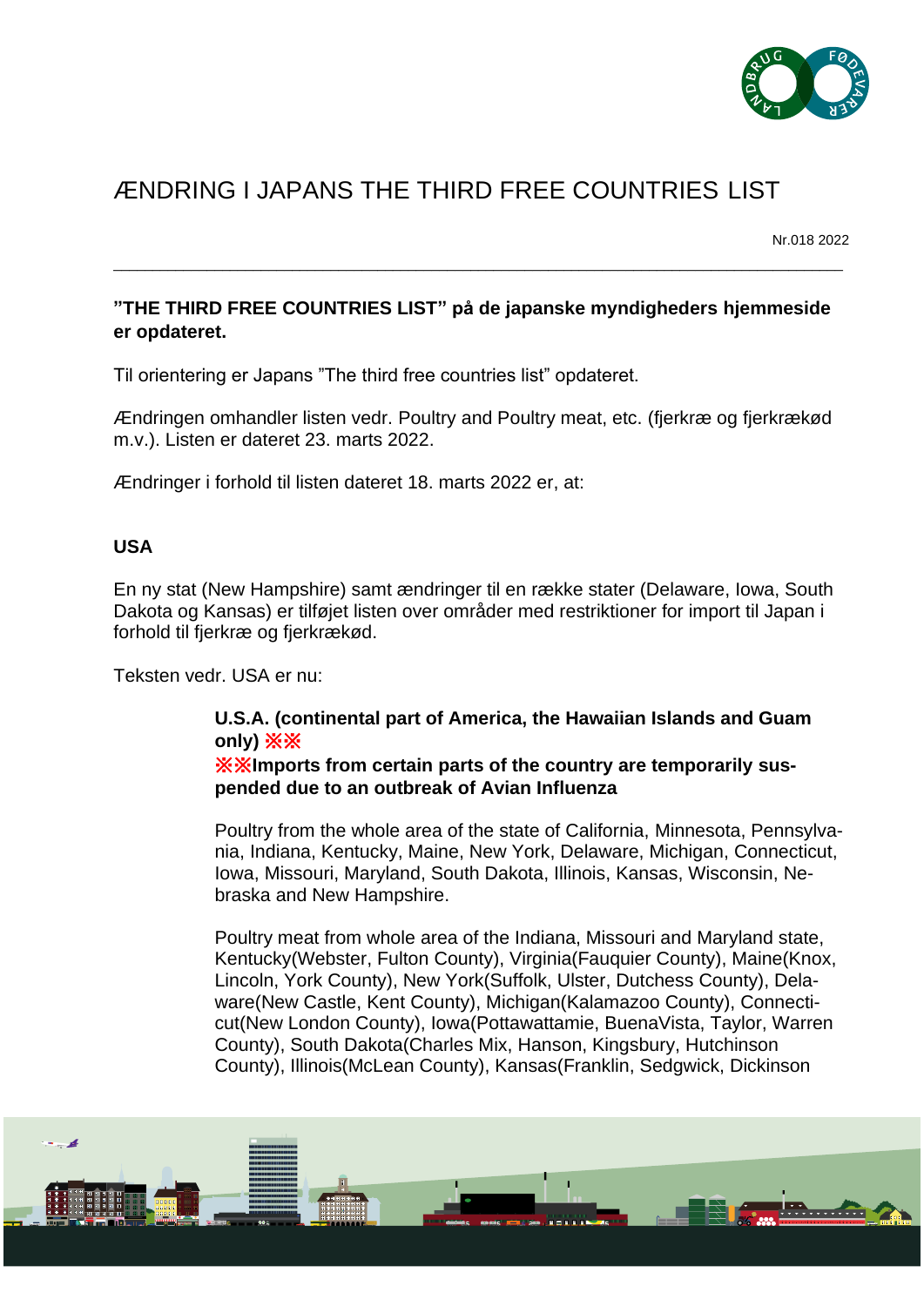# ÆNDRING I JAPANS THE THIRD FREE COUNTRIES LIST

Nr.018 2022

---

**"THE THIRD FREE COUNTRIES LIST" på de japanske myndigheders hjemmeside er opdateret.**

Til orientering er Japans "The third free countries list" opdateret.

Ændringen omhandler listen vedr. Poultry and Poultry meat, etc. (fjerkræ og fjerkrækød m.v.). Listen er dateret 23. marts 2022.

Ændringer i forhold til listen dateret 18. marts 2022 er, at:

**USA**

En ny stat (New Hampshire) samt ændringer til en række stater (Delaware, Iowa, South Dakota og Kansas) er tilføjet listen over områder med restriktioner for import til Japan i forhold til fjerkræ og fjerkrækød.

Teksten vedr. USA er nu:

> **U.S.A. (continental part of America, the Hawaiian Islands and Guam only) ※※**
> **※※Imports from certain parts of the country are temporarily suspended due to an outbreak of Avian Influenza**
>
> Poultry from the whole area of the state of California, Minnesota, Pennsylvania, Indiana, Kentucky, Maine, New York, Delaware, Michigan, Connecticut, Iowa, Missouri, Maryland, South Dakota, Illinois, Kansas, Wisconsin, Nebraska and New Hampshire.
>
> Poultry meat from whole area of the Indiana, Missouri and Maryland state, Kentucky(Webster, Fulton County), Virginia(Fauquier County), Maine(Knox, Lincoln, York County), New York(Suffolk, Ulster, Dutchess County), Delaware(New Castle, Kent County), Michigan(Kalamazoo County), Connecticut(New London County), Iowa(Pottawattamie, BuenaVista, Taylor, Warren County), South Dakota(Charles Mix, Hanson, Kingsbury, Hutchinson County), Illinois(McLean County), Kansas(Franklin, Sedgwick, Dickinson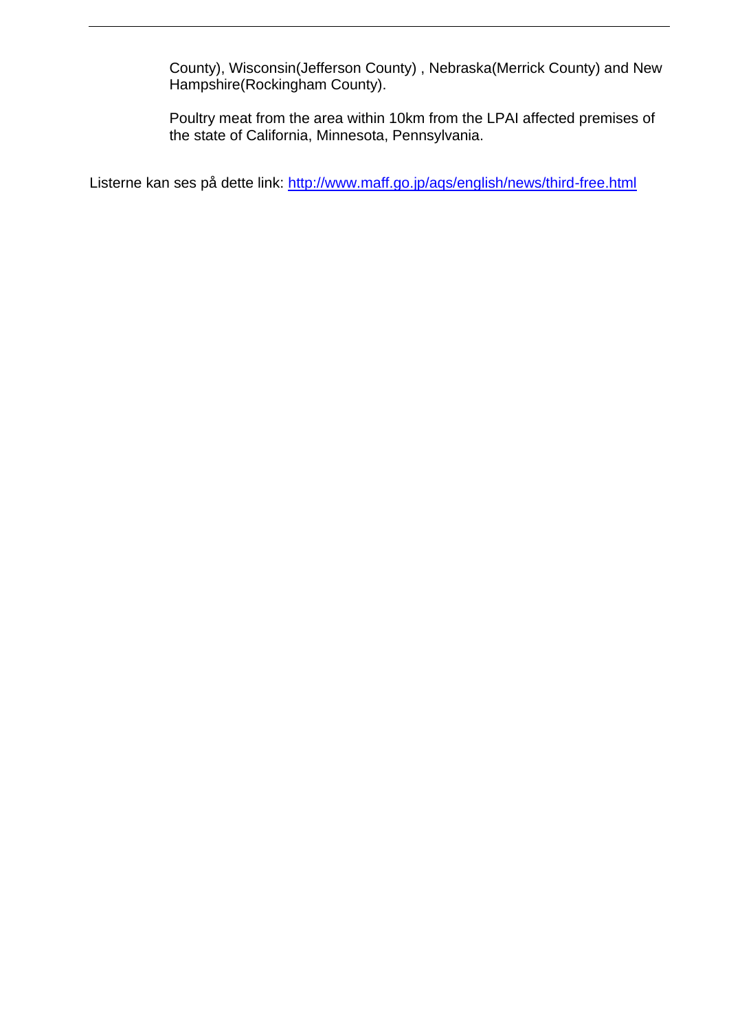County), Wisconsin(Jefferson County) , Nebraska(Merrick County) and New Hampshire(Rockingham County).

Poultry meat from the area within 10km from the LPAI affected premises of the state of California, Minnesota, Pennsylvania.

Listerne kan ses på dette link: [http://www.maff.go.jp/aqs/english/news/third-free.html](http://www.maff.go.jp/aqs/english/news/third-free.html)